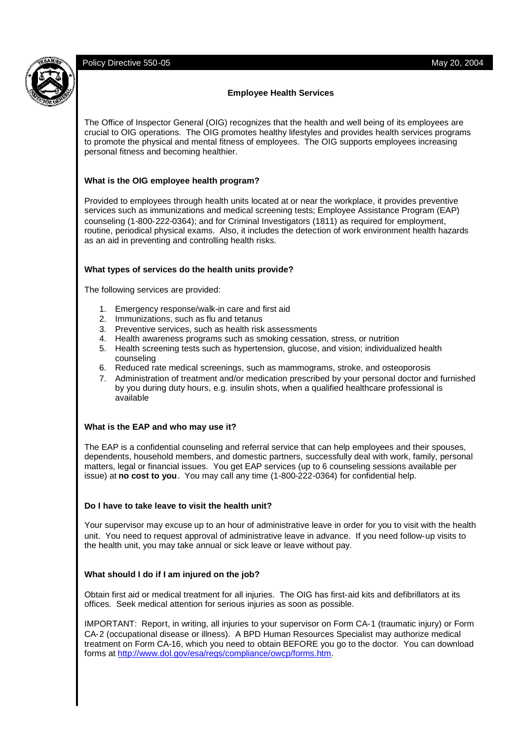Policy Directive 550-05 May 20, 2004

# Employee Health Services

The Office of Inspector General (OIG) recognizes that the health and well being of its employees are crucial to OIG operations. The OIG promotes healthy lifestyles and provides health services programs to promote the physical and mental fitness of employees. The OIG supports employees increasing personal fitness and becoming healthier.

### What is the OIG employee health program?

Provided to employees through health units located at or near the workplace, it provides preventive services such as immunizations and medical screening tests; Employee Assistance Program (EAP) counseling (1-800-222-0364); and for Criminal Investigators (1811) as required for employment, routine, periodical physical exams. Also, it includes the detection of work environment health hazards as an aid in preventing and controlling health risks.

### What types of services do the health units provide?

The following services are provided:

1. Emergency response/walk-in care and first aid
2. Immunizations, such as flu and tetanus
3. Preventive services, such as health risk assessments
4. Health awareness programs such as smoking cessation, stress, or nutrition
5. Health screening tests such as hypertension, glucose, and vision; individualized health counseling
6. Reduced rate medical screenings, such as mammograms, stroke, and osteoporosis
7. Administration of treatment and/or medication prescribed by your personal doctor and furnished by you during duty hours, e.g. insulin shots, when a qualified healthcare professional is available

### What is the EAP and who may use it?

The EAP is a confidential counseling and referral service that can help employees and their spouses, dependents, household members, and domestic partners, successfully deal with work, family, personal matters, legal or financial issues. You get EAP services (up to 6 counseling sessions available per issue) at **no cost to you**. You may call any time (1-800-222-0364) for confidential help.

### Do I have to take leave to visit the health unit?

Your supervisor may excuse up to an hour of administrative leave in order for you to visit with the health unit. You need to request approval of administrative leave in advance. If you need follow-up visits to the health unit, you may take annual or sick leave or leave without pay.

### What should I do if I am injured on the job?

Obtain first aid or medical treatment for all injuries. The OIG has first-aid kits and defibrillators at its offices. Seek medical attention for serious injuries as soon as possible.

IMPORTANT: Report, in writing, all injuries to your supervisor on Form CA-1 (traumatic injury) or Form CA-2 (occupational disease or illness). A BPD Human Resources Specialist may authorize medical treatment on Form CA-16, which you need to obtain BEFORE you go to the doctor. You can download forms at [http://www.dol.gov/esa/regs/compliance/owcp/forms.htm](http://www.dol.gov/esa/regs/compliance/owcp/forms.htm).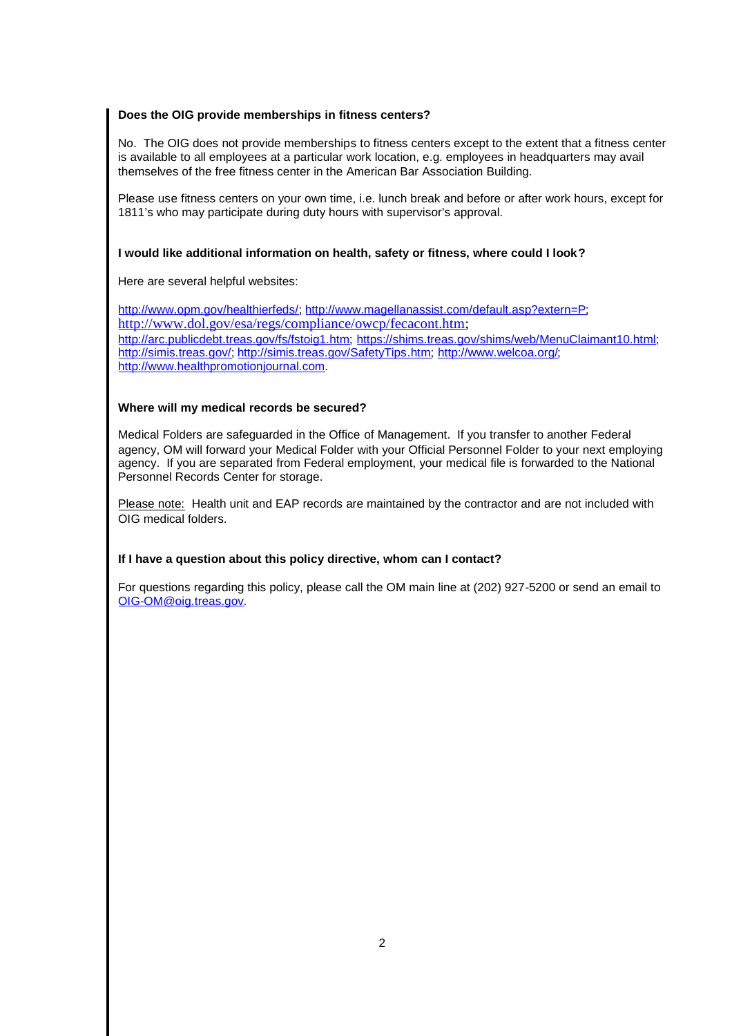**Does the OIG provide memberships in fitness centers?**

No. The OIG does not provide memberships to fitness centers except to the extent that a fitness center is available to all employees at a particular work location, e.g. employees in headquarters may avail themselves of the free fitness center in the American Bar Association Building.

Please use fitness centers on your own time, i.e. lunch break and before or after work hours, except for 1811's who may participate during duty hours with supervisor's approval.

**I would like additional information on health, safety or fitness, where could I look?**

Here are several helpful websites:

http://www.opm.gov/healthierfeds/; http://www.magellanassist.com/default.asp?extern=P; http://www.dol.gov/esa/regs/compliance/owcp/fecacont.htm; http://arc.publicdebt.treas.gov/fs/fstoig1.htm; https://shims.treas.gov/shims/web/MenuClaimant10.html; http://simis.treas.gov/; http://simis.treas.gov/SafetyTips.htm; http://www.welcoa.org/; http://www.healthpromotionjournal.com.

**Where will my medical records be secured?**

Medical Folders are safeguarded in the Office of Management. If you transfer to another Federal agency, OM will forward your Medical Folder with your Official Personnel Folder to your next employing agency. If you are separated from Federal employment, your medical file is forwarded to the National Personnel Records Center for storage.

Please note: Health unit and EAP records are maintained by the contractor and are not included with OIG medical folders.

**If I have a question about this policy directive, whom can I contact?**

For questions regarding this policy, please call the OM main line at (202) 927-5200 or send an email to OIG-OM@oig.treas.gov.